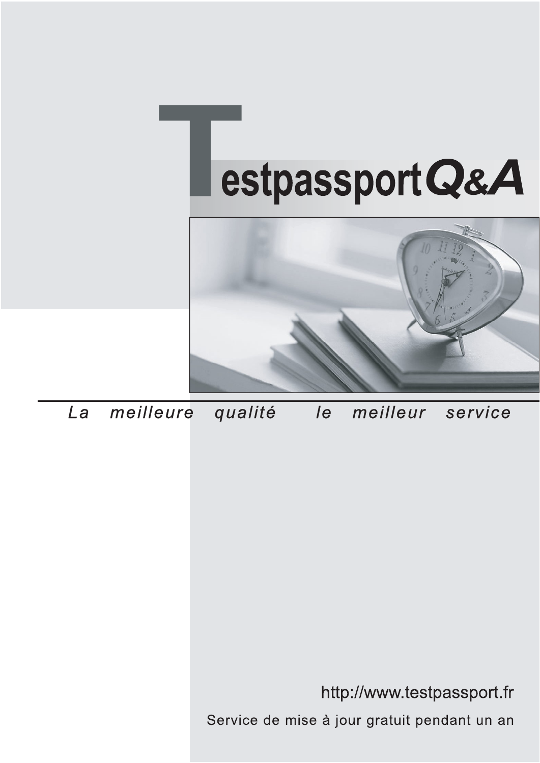# Testpassport Q&A

*La meilleure qualité le meilleur service*

http://www.testpassport.fr

Service de mise à jour gratuit pendant un an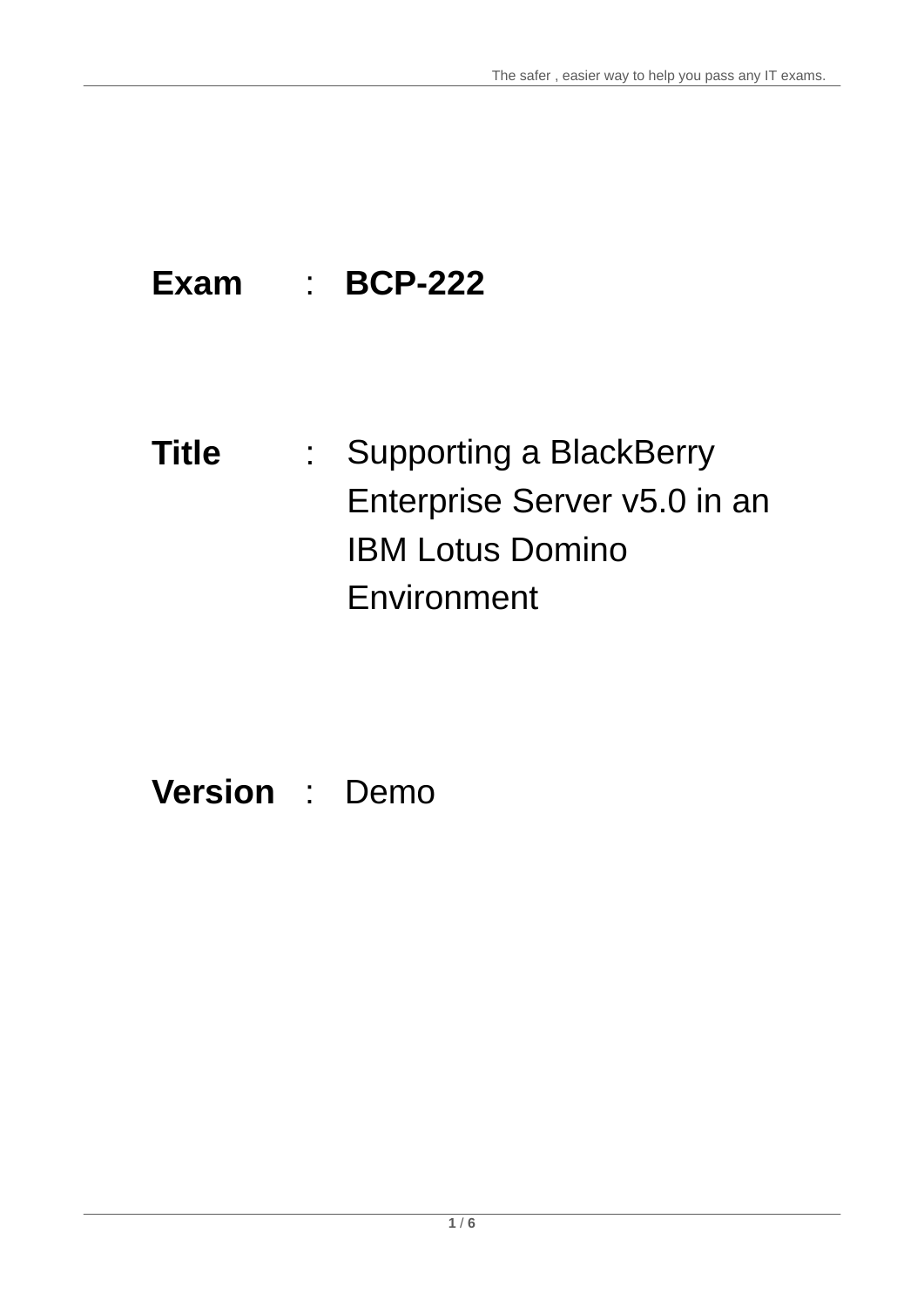**Exam** : **BCP-222**

**Title** : Supporting a BlackBerry Enterprise Server v5.0 in an IBM Lotus Domino Environment

**Version** : Demo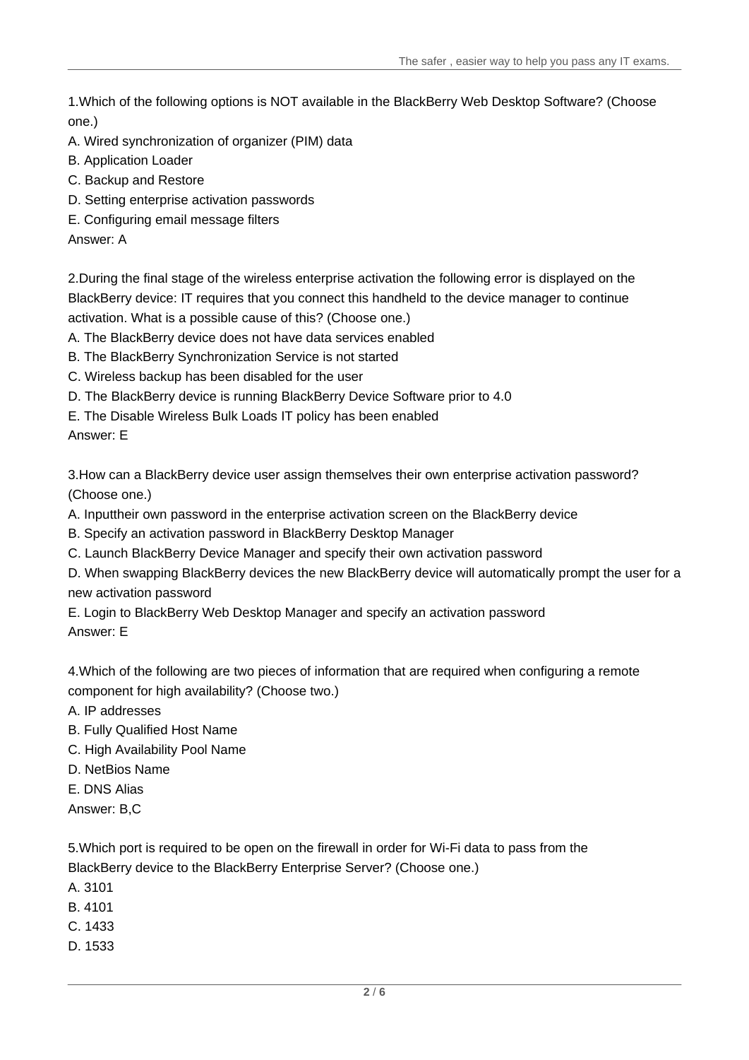1.Which of the following options is NOT available in the BlackBerry Web Desktop Software? (Choose one.)
A. Wired synchronization of organizer (PIM) data
B. Application Loader
C. Backup and Restore
D. Setting enterprise activation passwords
E. Configuring email message filters
Answer: A

2.During the final stage of the wireless enterprise activation the following error is displayed on the BlackBerry device: IT requires that you connect this handheld to the device manager to continue activation. What is a possible cause of this? (Choose one.)
A. The BlackBerry device does not have data services enabled
B. The BlackBerry Synchronization Service is not started
C. Wireless backup has been disabled for the user
D. The BlackBerry device is running BlackBerry Device Software prior to 4.0
E. The Disable Wireless Bulk Loads IT policy has been enabled
Answer: E

3.How can a BlackBerry device user assign themselves their own enterprise activation password? (Choose one.)
A. Inputtheir own password in the enterprise activation screen on the BlackBerry device
B. Specify an activation password in BlackBerry Desktop Manager
C. Launch BlackBerry Device Manager and specify their own activation password
D. When swapping BlackBerry devices the new BlackBerry device will automatically prompt the user for a new activation password
E. Login to BlackBerry Web Desktop Manager and specify an activation password
Answer: E

4.Which of the following are two pieces of information that are required when configuring a remote component for high availability? (Choose two.)
A. IP addresses
B. Fully Qualified Host Name
C. High Availability Pool Name
D. NetBios Name
E. DNS Alias
Answer: B,C

5.Which port is required to be open on the firewall in order for Wi-Fi data to pass from the BlackBerry device to the BlackBerry Enterprise Server? (Choose one.)
A. 3101
B. 4101
C. 1433
D. 1533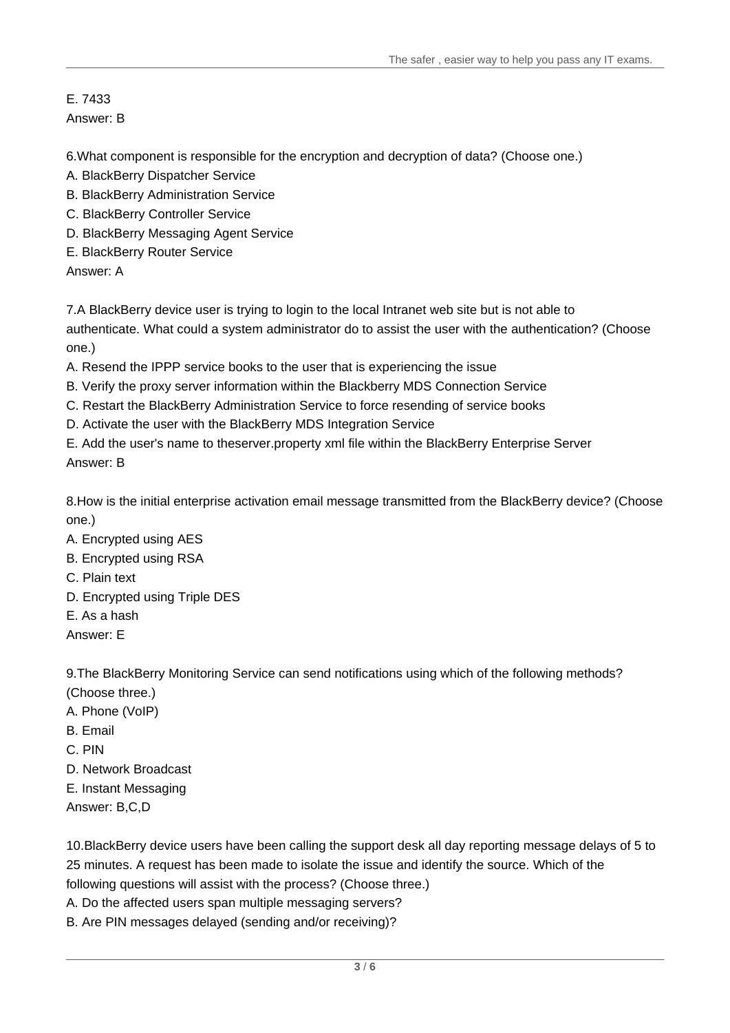E. 7433

Answer: B

6.What component is responsible for the encryption and decryption of data? (Choose one.)

A. BlackBerry Dispatcher Service

B. BlackBerry Administration Service

C. BlackBerry Controller Service

D. BlackBerry Messaging Agent Service

E. BlackBerry Router Service

Answer: A

7.A BlackBerry device user is trying to login to the local Intranet web site but is not able to authenticate. What could a system administrator do to assist the user with the authentication? (Choose one.)

A. Resend the IPPP service books to the user that is experiencing the issue

B. Verify the proxy server information within the Blackberry MDS Connection Service

C. Restart the BlackBerry Administration Service to force resending of service books

D. Activate the user with the BlackBerry MDS Integration Service

E. Add the user's name to theserver.property xml file within the BlackBerry Enterprise Server

Answer: B

8.How is the initial enterprise activation email message transmitted from the BlackBerry device? (Choose one.)

A. Encrypted using AES

B. Encrypted using RSA

C. Plain text

D. Encrypted using Triple DES

E. As a hash

Answer: E

9.The BlackBerry Monitoring Service can send notifications using which of the following methods? (Choose three.)

A. Phone (VoIP)

B. Email

C. PIN

D. Network Broadcast

E. Instant Messaging

Answer: B,C,D

10.BlackBerry device users have been calling the support desk all day reporting message delays of 5 to 25 minutes. A request has been made to isolate the issue and identify the source. Which of the following questions will assist with the process? (Choose three.)

A. Do the affected users span multiple messaging servers?

B. Are PIN messages delayed (sending and/or receiving)?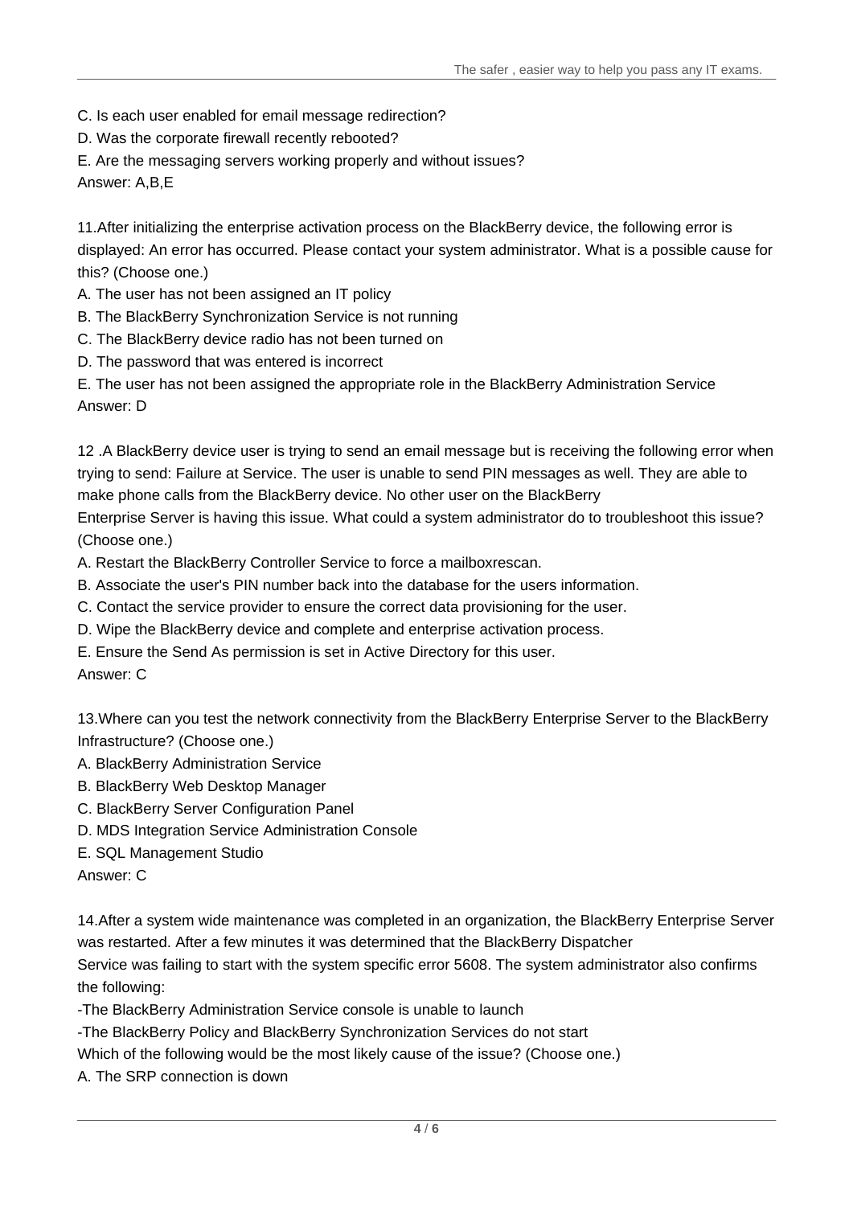C. Is each user enabled for email message redirection?

D. Was the corporate firewall recently rebooted?

E. Are the messaging servers working properly and without issues?

Answer: A,B,E

11.After initializing the enterprise activation process on the BlackBerry device, the following error is displayed: An error has occurred. Please contact your system administrator. What is a possible cause for this? (Choose one.)

A. The user has not been assigned an IT policy

B. The BlackBerry Synchronization Service is not running

C. The BlackBerry device radio has not been turned on

D. The password that was entered is incorrect

E. The user has not been assigned the appropriate role in the BlackBerry Administration Service

Answer: D

12 .A BlackBerry device user is trying to send an email message but is receiving the following error when trying to send: Failure at Service. The user is unable to send PIN messages as well. They are able to make phone calls from the BlackBerry device. No other user on the BlackBerry Enterprise Server is having this issue. What could a system administrator do to troubleshoot this issue? (Choose one.)

A. Restart the BlackBerry Controller Service to force a mailboxrescan.

B. Associate the user's PIN number back into the database for the users information.

C. Contact the service provider to ensure the correct data provisioning for the user.

D. Wipe the BlackBerry device and complete and enterprise activation process.

E. Ensure the Send As permission is set in Active Directory for this user.

Answer: C

13.Where can you test the network connectivity from the BlackBerry Enterprise Server to the BlackBerry Infrastructure? (Choose one.)

A. BlackBerry Administration Service

B. BlackBerry Web Desktop Manager

C. BlackBerry Server Configuration Panel

D. MDS Integration Service Administration Console

E. SQL Management Studio

Answer: C

14.After a system wide maintenance was completed in an organization, the BlackBerry Enterprise Server was restarted. After a few minutes it was determined that the BlackBerry Dispatcher Service was failing to start with the system specific error 5608. The system administrator also confirms the following:

-The BlackBerry Administration Service console is unable to launch

-The BlackBerry Policy and BlackBerry Synchronization Services do not start

Which of the following would be the most likely cause of the issue? (Choose one.)

A. The SRP connection is down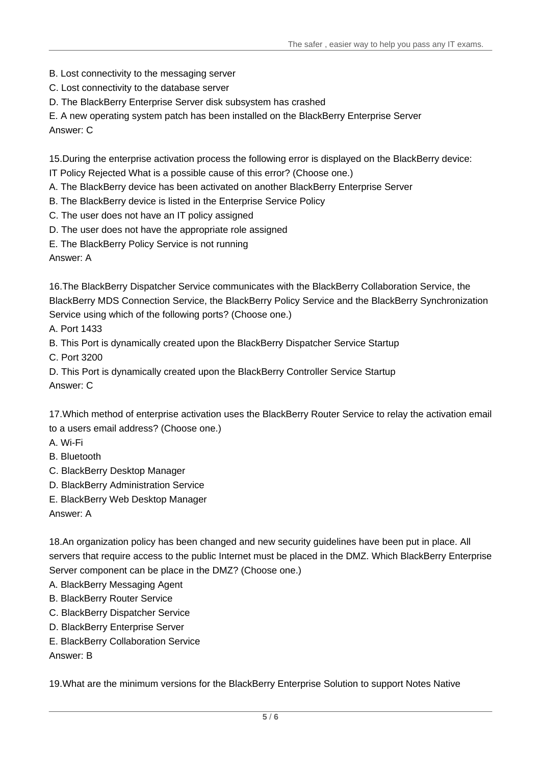B. Lost connectivity to the messaging server

C. Lost connectivity to the database server

D. The BlackBerry Enterprise Server disk subsystem has crashed

E. A new operating system patch has been installed on the BlackBerry Enterprise Server

Answer: C

15.During the enterprise activation process the following error is displayed on the BlackBerry device: IT Policy Rejected What is a possible cause of this error? (Choose one.)

A. The BlackBerry device has been activated on another BlackBerry Enterprise Server

B. The BlackBerry device is listed in the Enterprise Service Policy

C. The user does not have an IT policy assigned

D. The user does not have the appropriate role assigned

E. The BlackBerry Policy Service is not running

Answer: A

16.The BlackBerry Dispatcher Service communicates with the BlackBerry Collaboration Service, the BlackBerry MDS Connection Service, the BlackBerry Policy Service and the BlackBerry Synchronization Service using which of the following ports? (Choose one.)

A. Port 1433

B. This Port is dynamically created upon the BlackBerry Dispatcher Service Startup

C. Port 3200

D. This Port is dynamically created upon the BlackBerry Controller Service Startup

Answer: C

17.Which method of enterprise activation uses the BlackBerry Router Service to relay the activation email to a users email address? (Choose one.)

A. Wi-Fi

B. Bluetooth

C. BlackBerry Desktop Manager

D. BlackBerry Administration Service

E. BlackBerry Web Desktop Manager

Answer: A

18.An organization policy has been changed and new security guidelines have been put in place. All servers that require access to the public Internet must be placed in the DMZ. Which BlackBerry Enterprise Server component can be place in the DMZ? (Choose one.)

A. BlackBerry Messaging Agent

B. BlackBerry Router Service

C. BlackBerry Dispatcher Service

D. BlackBerry Enterprise Server

E. BlackBerry Collaboration Service

Answer: B

19.What are the minimum versions for the BlackBerry Enterprise Solution to support Notes Native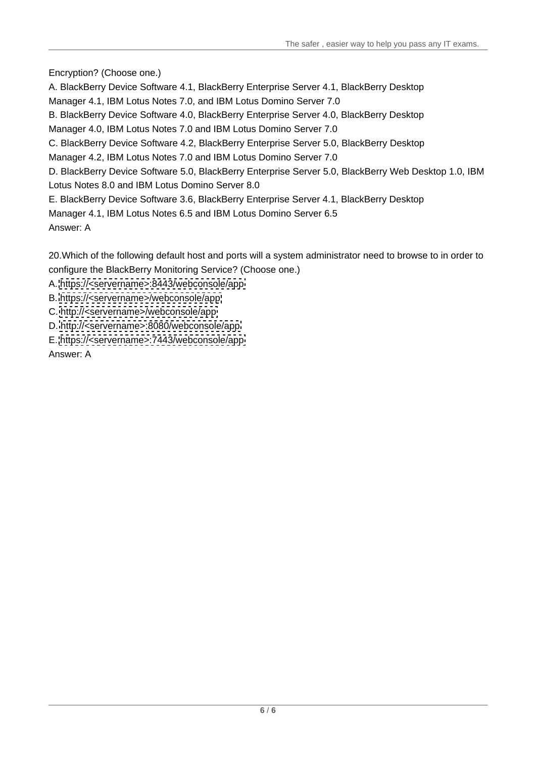Encryption? (Choose one.)

A. BlackBerry Device Software 4.1, BlackBerry Enterprise Server 4.1, BlackBerry Desktop Manager 4.1, IBM Lotus Notes 7.0, and IBM Lotus Domino Server 7.0

B. BlackBerry Device Software 4.0, BlackBerry Enterprise Server 4.0, BlackBerry Desktop Manager 4.0, IBM Lotus Notes 7.0 and IBM Lotus Domino Server 7.0

C. BlackBerry Device Software 4.2, BlackBerry Enterprise Server 5.0, BlackBerry Desktop Manager 4.2, IBM Lotus Notes 7.0 and IBM Lotus Domino Server 7.0

D. BlackBerry Device Software 5.0, BlackBerry Enterprise Server 5.0, BlackBerry Web Desktop 1.0, IBM Lotus Notes 8.0 and IBM Lotus Domino Server 8.0

E. BlackBerry Device Software 3.6, BlackBerry Enterprise Server 4.1, BlackBerry Desktop Manager 4.1, IBM Lotus Notes 6.5 and IBM Lotus Domino Server 6.5

Answer: A

20.Which of the following default host and ports will a system administrator need to browse to in order to configure the BlackBerry Monitoring Service? (Choose one.)

A. https://<servername>:8443/webconsole/app

B. https://<servername>/webconsole/app

C. http://<servername>/webconsole/app

D. http://<servername>:8080/webconsole/app

E. https://<servername>:7443/webconsole/app

Answer: A